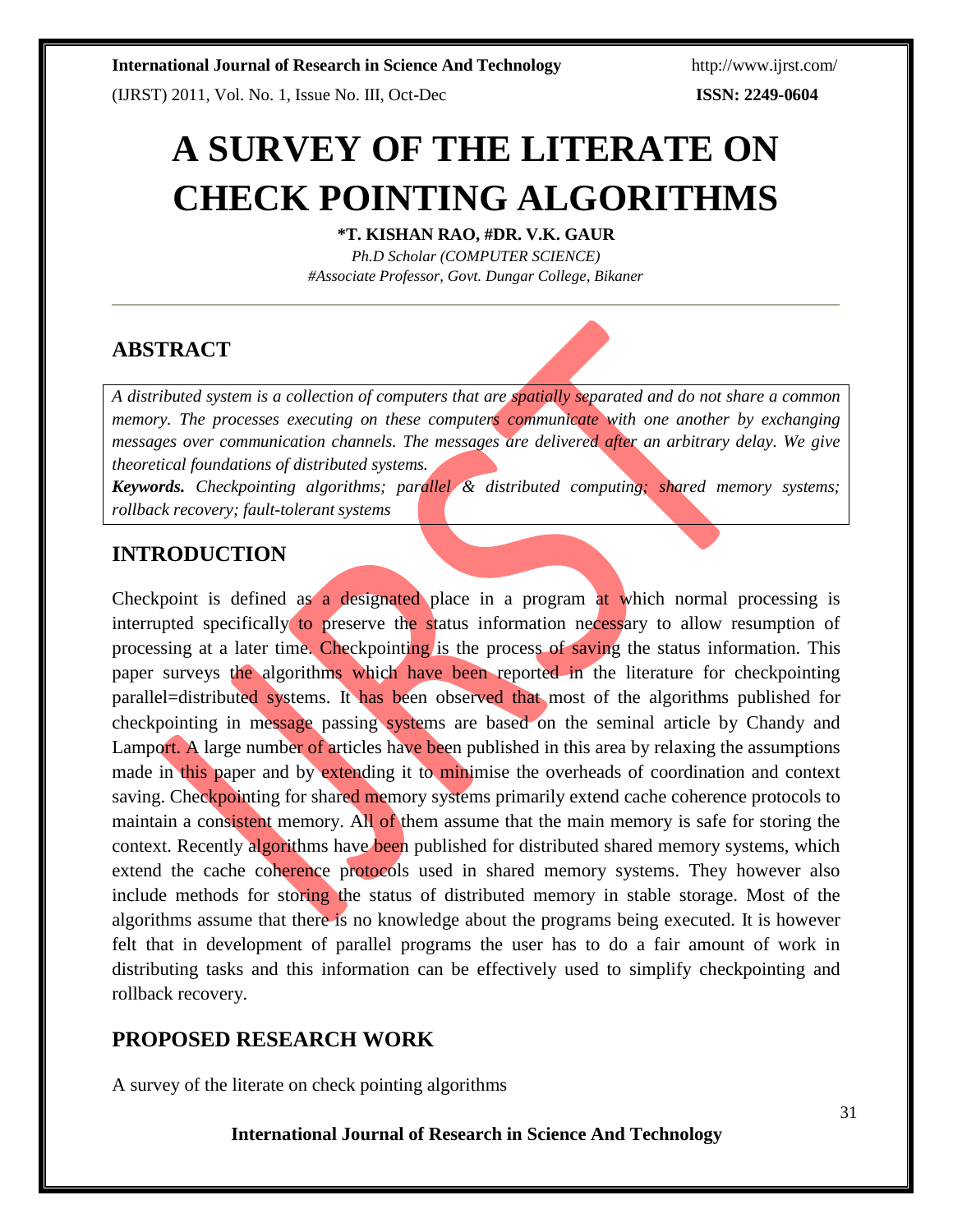# A SURVEY OF THE LITERATE ON CHECK POINTING ALGORITHMS

**\*T. KISHAN RAO, #DR. V.K. GAUR**

*Ph.D Scholar (COMPUTER SCIENCE)*

*#Associate Professor, Govt. Dungar College, Bikaner*

## ABSTRACT

*A distributed system is a collection of computers that are spatially separated and do not share a common memory. The processes executing on these computers communicate with one another by exchanging messages over communication channels. The messages are delivered after an arbitrary delay. We give theoretical foundations of distributed systems.*

***Keywords.*** *Checkpointing algorithms; parallel & distributed computing; shared memory systems; rollback recovery; fault-tolerant systems*

## INTRODUCTION

Checkpoint is defined as a designated place in a program at which normal processing is interrupted specifically to preserve the status information necessary to allow resumption of processing at a later time. Checkpointing is the process of saving the status information. This paper surveys the algorithms which have been reported in the literature for checkpointing parallel=distributed systems. It has been observed that most of the algorithms published for checkpointing in message passing systems are based on the seminal article by Chandy and Lamport. A large number of articles have been published in this area by relaxing the assumptions made in this paper and by extending it to minimise the overheads of coordination and context saving. Checkpointing for shared memory systems primarily extend cache coherence protocols to maintain a consistent memory. All of them assume that the main memory is safe for storing the context. Recently algorithms have been published for distributed shared memory systems, which extend the cache coherence protocols used in shared memory systems. They however also include methods for storing the status of distributed memory in stable storage. Most of the algorithms assume that there is no knowledge about the programs being executed. It is however felt that in development of parallel programs the user has to do a fair amount of work in distributing tasks and this information can be effectively used to simplify checkpointing and rollback recovery.

## PROPOSED RESEARCH WORK

A survey of the literate on check pointing algorithms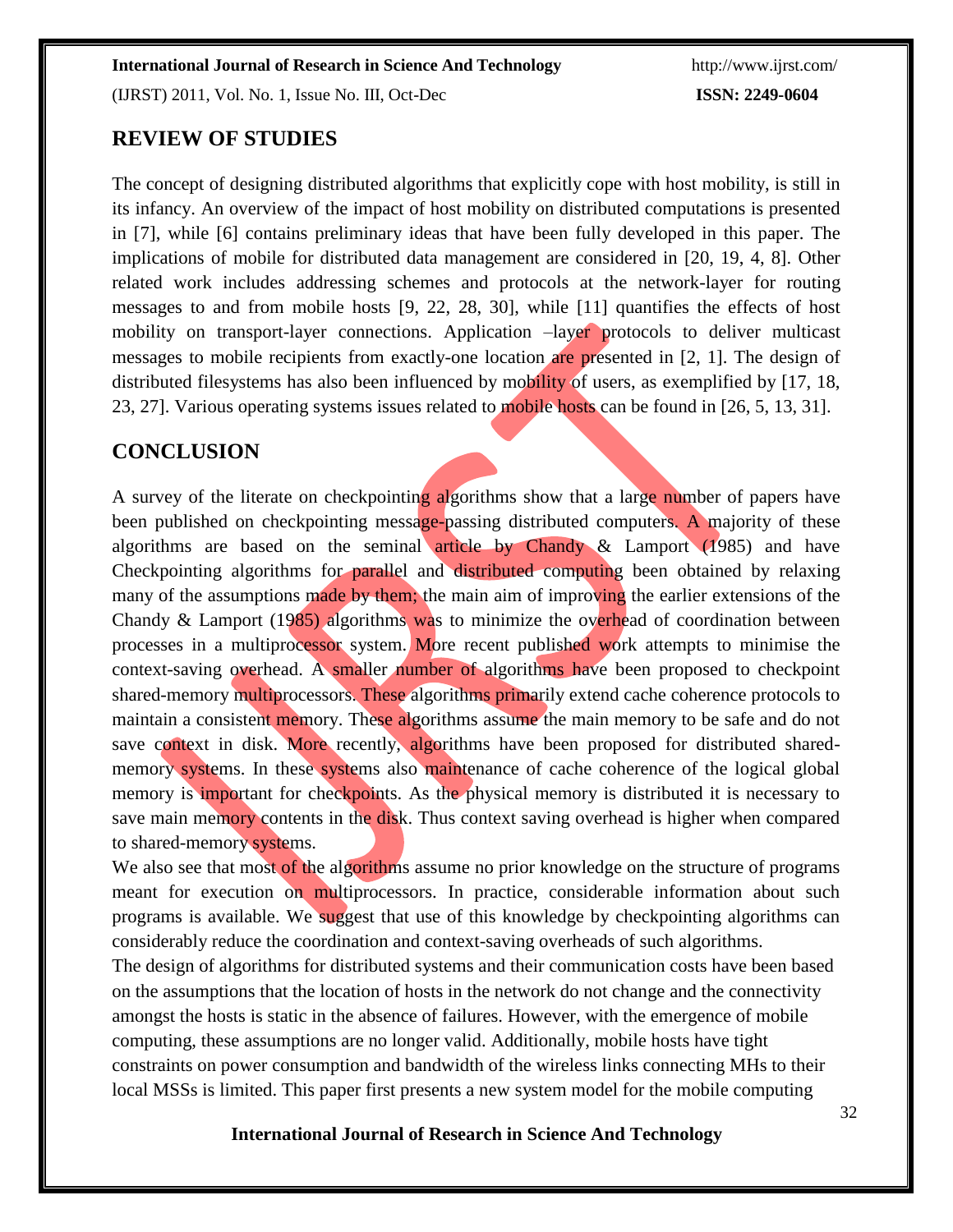## REVIEW OF STUDIES

The concept of designing distributed algorithms that explicitly cope with host mobility, is still in its infancy. An overview of the impact of host mobility on distributed computations is presented in [7], while [6] contains preliminary ideas that have been fully developed in this paper. The implications of mobile for distributed data management are considered in [20, 19, 4, 8]. Other related work includes addressing schemes and protocols at the network-layer for routing messages to and from mobile hosts [9, 22, 28, 30], while [11] quantifies the effects of host mobility on transport-layer connections. Application –layer protocols to deliver multicast messages to mobile recipients from exactly-one location are presented in [2, 1]. The design of distributed filesystems has also been influenced by mobility of users, as exemplified by [17, 18, 23, 27]. Various operating systems issues related to mobile hosts can be found in [26, 5, 13, 31].

## CONCLUSION

A survey of the literate on checkpointing algorithms show that a large number of papers have been published on checkpointing message-passing distributed computers. A majority of these algorithms are based on the seminal article by Chandy & Lamport (1985) and have Checkpointing algorithms for parallel and distributed computing been obtained by relaxing many of the assumptions made by them; the main aim of improving the earlier extensions of the Chandy & Lamport (1985) algorithms was to minimize the overhead of coordination between processes in a multiprocessor system. More recent published work attempts to minimise the context-saving overhead. A smaller number of algorithms have been proposed to checkpoint shared-memory multiprocessors. These algorithms primarily extend cache coherence protocols to maintain a consistent memory. These algorithms assume the main memory to be safe and do not save context in disk. More recently, algorithms have been proposed for distributed shared-memory systems. In these systems also maintenance of cache coherence of the logical global memory is important for checkpoints. As the physical memory is distributed it is necessary to save main memory contents in the disk. Thus context saving overhead is higher when compared to shared-memory systems.

We also see that most of the algorithms assume no prior knowledge on the structure of programs meant for execution on multiprocessors. In practice, considerable information about such programs is available. We suggest that use of this knowledge by checkpointing algorithms can considerably reduce the coordination and context-saving overheads of such algorithms.

The design of algorithms for distributed systems and their communication costs have been based on the assumptions that the location of hosts in the network do not change and the connectivity amongst the hosts is static in the absence of failures. However, with the emergence of mobile computing, these assumptions are no longer valid. Additionally, mobile hosts have tight constraints on power consumption and bandwidth of the wireless links connecting MHs to their local MSSs is limited. This paper first presents a new system model for the mobile computing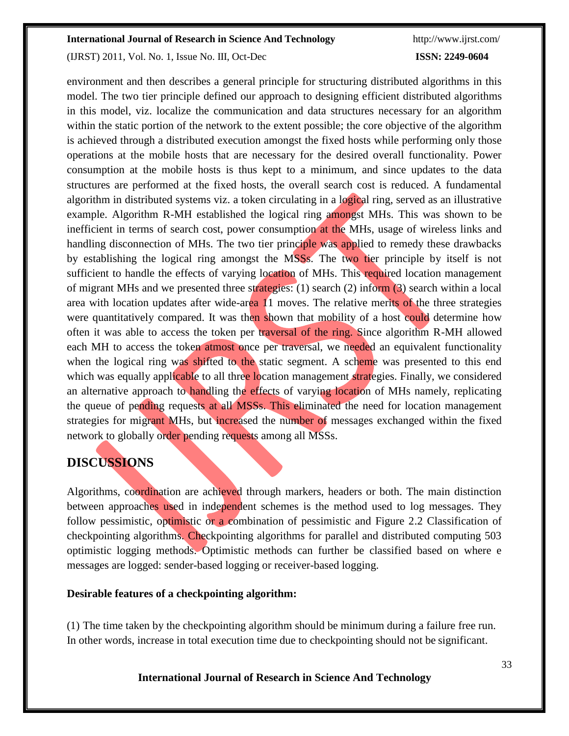environment and then describes a general principle for structuring distributed algorithms in this model. The two tier principle defined our approach to designing efficient distributed algorithms in this model, viz. localize the communication and data structures necessary for an algorithm within the static portion of the network to the extent possible; the core objective of the algorithm is achieved through a distributed execution amongst the fixed hosts while performing only those operations at the mobile hosts that are necessary for the desired overall functionality. Power consumption at the mobile hosts is thus kept to a minimum, and since updates to the data structures are performed at the fixed hosts, the overall search cost is reduced. A fundamental algorithm in distributed systems viz. a token circulating in a logical ring, served as an illustrative example. Algorithm R-MH established the logical ring amongst MHs. This was shown to be inefficient in terms of search cost, power consumption at the MHs, usage of wireless links and handling disconnection of MHs. The two tier principle was applied to remedy these drawbacks by establishing the logical ring amongst the MSSs. The two tier principle by itself is not sufficient to handle the effects of varying location of MHs. This required location management of migrant MHs and we presented three strategies: (1) search (2) inform (3) search within a local area with location updates after wide-area 11 moves. The relative merits of the three strategies were quantitatively compared. It was then shown that mobility of a host could determine how often it was able to access the token per traversal of the ring. Since algorithm R-MH allowed each MH to access the token atmost once per traversal, we needed an equivalent functionality when the logical ring was shifted to the static segment. A scheme was presented to this end which was equally applicable to all three location management strategies. Finally, we considered an alternative approach to handling the effects of varying location of MHs namely, replicating the queue of pending requests at all MSSs. This eliminated the need for location management strategies for migrant MHs, but increased the number of messages exchanged within the fixed network to globally order pending requests among all MSSs.

## DISCUSSIONS

Algorithms, coordination are achieved through markers, headers or both. The main distinction between approaches used in independent schemes is the method used to log messages. They follow pessimistic, optimistic or a combination of pessimistic and Figure 2.2 Classification of checkpointing algorithms. Checkpointing algorithms for parallel and distributed computing 503 optimistic logging methods. Optimistic methods can further be classified based on where e messages are logged: sender-based logging or receiver-based logging.

**Desirable features of a checkpointing algorithm:**

(1) The time taken by the checkpointing algorithm should be minimum during a failure free run. In other words, increase in total execution time due to checkpointing should not be significant.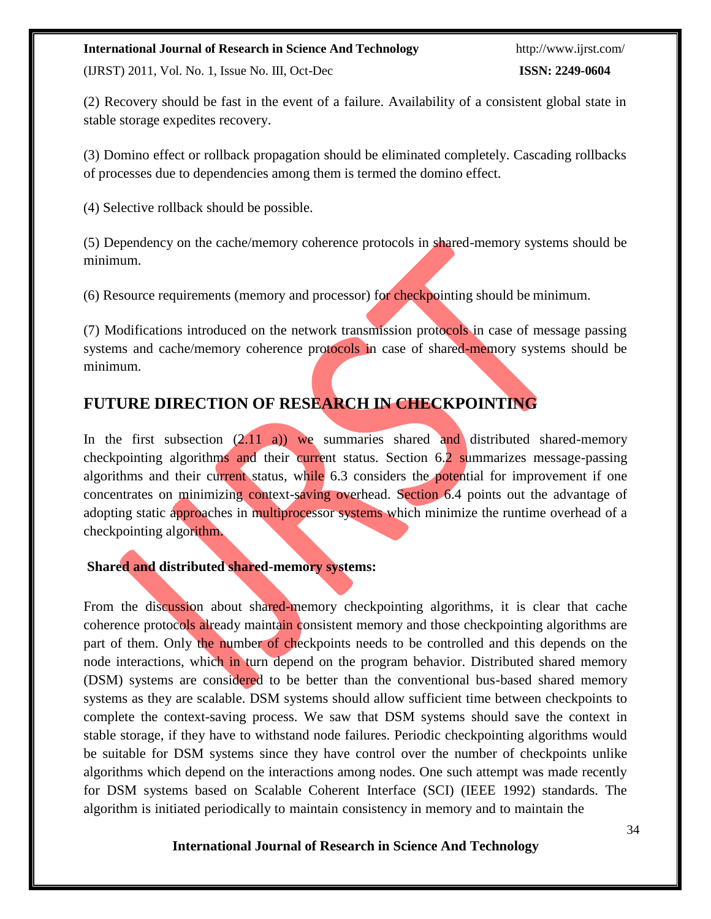(2) Recovery should be fast in the event of a failure. Availability of a consistent global state in stable storage expedites recovery.

(3) Domino effect or rollback propagation should be eliminated completely. Cascading rollbacks of processes due to dependencies among them is termed the domino effect.

(4) Selective rollback should be possible.

(5) Dependency on the cache/memory coherence protocols in shared-memory systems should be minimum.

(6) Resource requirements (memory and processor) for checkpointing should be minimum.

(7) Modifications introduced on the network transmission protocols in case of message passing systems and cache/memory coherence protocols in case of shared-memory systems should be minimum.

## FUTURE DIRECTION OF RESEARCH IN CHECKPOINTING

In the first subsection (2.11 a)) we summaries shared and distributed shared-memory checkpointing algorithms and their current status. Section 6.2 summarizes message-passing algorithms and their current status, while 6.3 considers the potential for improvement if one concentrates on minimizing context-saving overhead. Section 6.4 points out the advantage of adopting static approaches in multiprocessor systems which minimize the runtime overhead of a checkpointing algorithm.

**Shared and distributed shared-memory systems:**

From the discussion about shared-memory checkpointing algorithms, it is clear that cache coherence protocols already maintain consistent memory and those checkpointing algorithms are part of them. Only the number of checkpoints needs to be controlled and this depends on the node interactions, which in turn depend on the program behavior. Distributed shared memory (DSM) systems are considered to be better than the conventional bus-based shared memory systems as they are scalable. DSM systems should allow sufficient time between checkpoints to complete the context-saving process. We saw that DSM systems should save the context in stable storage, if they have to withstand node failures. Periodic checkpointing algorithms would be suitable for DSM systems since they have control over the number of checkpoints unlike algorithms which depend on the interactions among nodes. One such attempt was made recently for DSM systems based on Scalable Coherent Interface (SCI) (IEEE 1992) standards. The algorithm is initiated periodically to maintain consistency in memory and to maintain the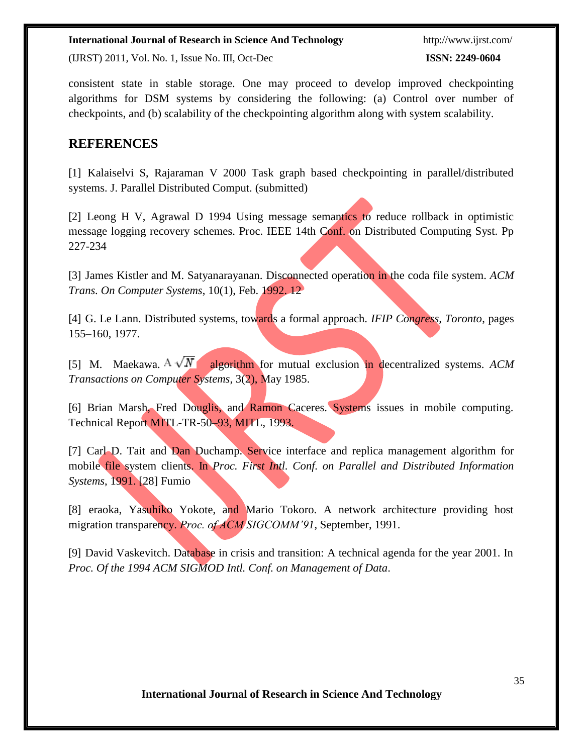consistent state in stable storage. One may proceed to develop improved checkpointing algorithms for DSM systems by considering the following: (a) Control over number of checkpoints, and (b) scalability of the checkpointing algorithm along with system scalability.

## REFERENCES

[1] Kalaiselvi S, Rajaraman V 2000 Task graph based checkpointing in parallel/distributed systems. J. Parallel Distributed Comput. (submitted)

[2] Leong H V, Agrawal D 1994 Using message semantics to reduce rollback in optimistic message logging recovery schemes. Proc. IEEE 14th Conf. on Distributed Computing Syst. Pp 227-234

[3] James Kistler and M. Satyanarayanan. Disconnected operation in the coda file system. *ACM Trans. On Computer Systems*, 10(1), Feb. 1992. 12

[4] G. Le Lann. Distributed systems, towards a formal approach. *IFIP Congress*, *Toronto*, pages 155–160, 1977.

[5] M. Maekawa. A $\sqrt{N}$ algorithm for mutual exclusion in decentralized systems. *ACM Transactions on Computer Systems*, 3(2), May 1985.

[6] Brian Marsh, Fred Douglis, and Ramon Caceres. Systems issues in mobile computing. Technical Report MITL-TR-50–93, MITL, 1993.

[7] Carl D. Tait and Dan Duchamp. Service interface and replica management algorithm for mobile file system clients. In *Proc. First Intl. Conf. on Parallel and Distributed Information Systems*, 1991. [28] Fumio

[8] eraoka, Yasuhiko Yokote, and Mario Tokoro. A network architecture providing host migration transparency. *Proc. of ACM SIGCOMM'91*, September, 1991.

[9] David Vaskevitch. Database in crisis and transition: A technical agenda for the year 2001. In *Proc. Of the 1994 ACM SIGMOD Intl. Conf. on Management of Data*.